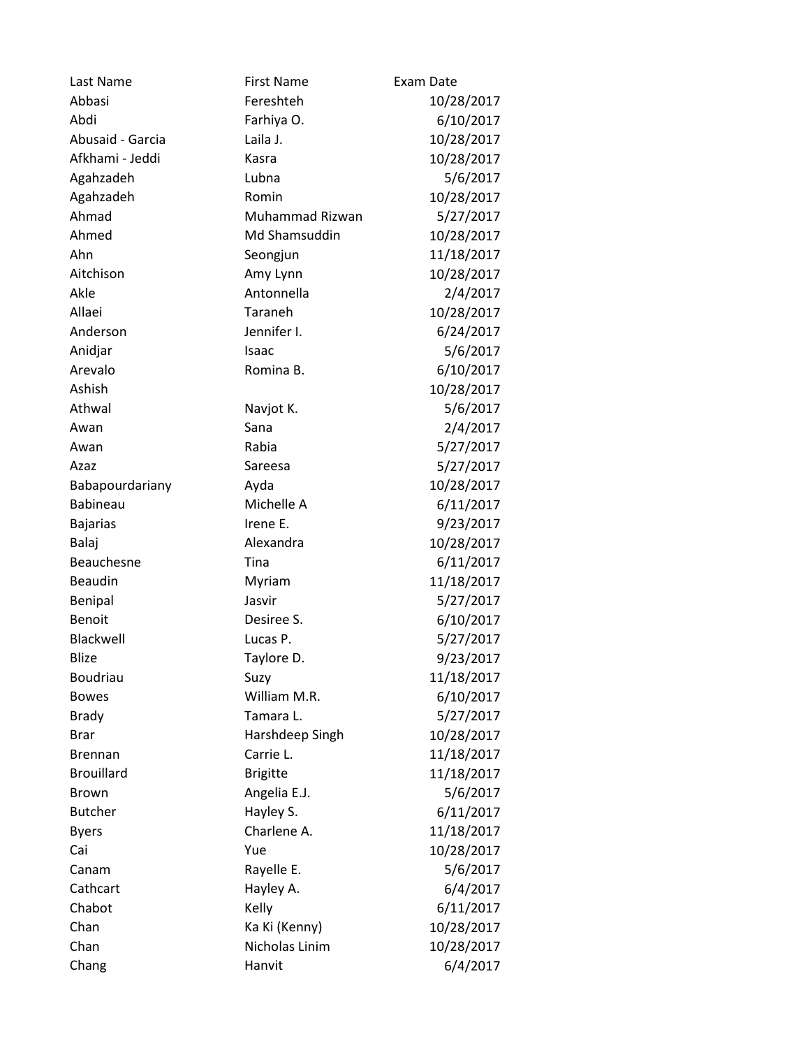| Last Name | First Name | Exam Date |
|---|---|---|
| Abbasi | Fereshteh | 10/28/2017 |
| Abdi | Farhiya O. | 6/10/2017 |
| Abusaid - Garcia | Laila J. | 10/28/2017 |
| Afkhami - Jeddi | Kasra | 10/28/2017 |
| Agahzadeh | Lubna | 5/6/2017 |
| Agahzadeh | Romin | 10/28/2017 |
| Ahmad | Muhammad Rizwan | 5/27/2017 |
| Ahmed | Md Shamsuddin | 10/28/2017 |
| Ahn | Seongjun | 11/18/2017 |
| Aitchison | Amy Lynn | 10/28/2017 |
| Akle | Antonnella | 2/4/2017 |
| Allaei | Taraneh | 10/28/2017 |
| Anderson | Jennifer I. | 6/24/2017 |
| Anidjar | Isaac | 5/6/2017 |
| Arevalo | Romina B. | 6/10/2017 |
| Ashish | | 10/28/2017 |
| Athwal | Navjot K. | 5/6/2017 |
| Awan | Sana | 2/4/2017 |
| Awan | Rabia | 5/27/2017 |
| Azaz | Sareesa | 5/27/2017 |
| Babapourdariany | Ayda | 10/28/2017 |
| Babineau | Michelle A | 6/11/2017 |
| Bajarias | Irene E. | 9/23/2017 |
| Balaj | Alexandra | 10/28/2017 |
| Beauchesne | Tina | 6/11/2017 |
| Beaudin | Myriam | 11/18/2017 |
| Benipal | Jasvir | 5/27/2017 |
| Benoit | Desiree S. | 6/10/2017 |
| Blackwell | Lucas P. | 5/27/2017 |
| Blize | Taylore D. | 9/23/2017 |
| Boudriau | Suzy | 11/18/2017 |
| Bowes | William M.R. | 6/10/2017 |
| Brady | Tamara L. | 5/27/2017 |
| Brar | Harshdeep Singh | 10/28/2017 |
| Brennan | Carrie L. | 11/18/2017 |
| Brouillard | Brigitte | 11/18/2017 |
| Brown | Angelia E.J. | 5/6/2017 |
| Butcher | Hayley S. | 6/11/2017 |
| Byers | Charlene A. | 11/18/2017 |
| Cai | Yue | 10/28/2017 |
| Canam | Rayelle E. | 5/6/2017 |
| Cathcart | Hayley A. | 6/4/2017 |
| Chabot | Kelly | 6/11/2017 |
| Chan | Ka Ki (Kenny) | 10/28/2017 |
| Chan | Nicholas Linim | 10/28/2017 |
| Chang | Hanvit | 6/4/2017 |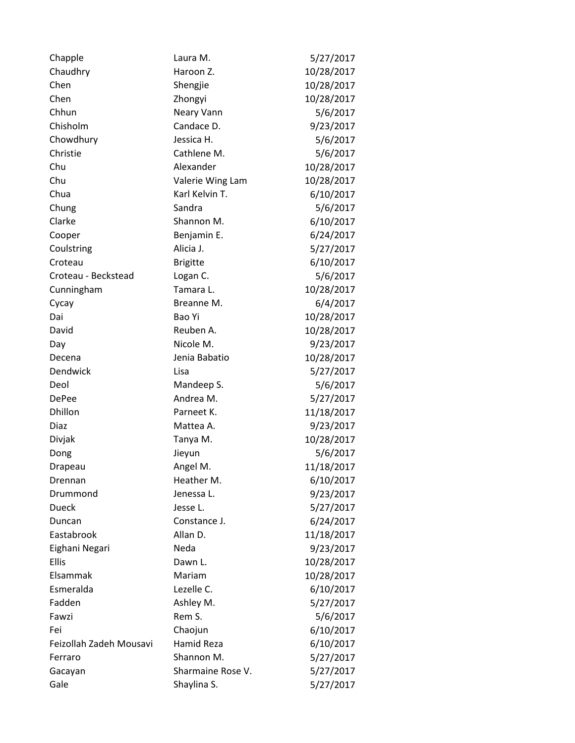| | | |
|---|---|---|
| Chapple | Laura M. | 5/27/2017 |
| Chaudhry | Haroon Z. | 10/28/2017 |
| Chen | Shengjie | 10/28/2017 |
| Chen | Zhongyi | 10/28/2017 |
| Chhun | Neary Vann | 5/6/2017 |
| Chisholm | Candace D. | 9/23/2017 |
| Chowdhury | Jessica H. | 5/6/2017 |
| Christie | Cathlene M. | 5/6/2017 |
| Chu | Alexander | 10/28/2017 |
| Chu | Valerie Wing Lam | 10/28/2017 |
| Chua | Karl Kelvin T. | 6/10/2017 |
| Chung | Sandra | 5/6/2017 |
| Clarke | Shannon M. | 6/10/2017 |
| Cooper | Benjamin E. | 6/24/2017 |
| Coulstring | Alicia J. | 5/27/2017 |
| Croteau | Brigitte | 6/10/2017 |
| Croteau - Beckstead | Logan C. | 5/6/2017 |
| Cunningham | Tamara L. | 10/28/2017 |
| Cycay | Breanne M. | 6/4/2017 |
| Dai | Bao Yi | 10/28/2017 |
| David | Reuben A. | 10/28/2017 |
| Day | Nicole M. | 9/23/2017 |
| Decena | Jenia Babatio | 10/28/2017 |
| Dendwick | Lisa | 5/27/2017 |
| Deol | Mandeep S. | 5/6/2017 |
| DePee | Andrea M. | 5/27/2017 |
| Dhillon | Parneet K. | 11/18/2017 |
| Diaz | Mattea A. | 9/23/2017 |
| Divjak | Tanya M. | 10/28/2017 |
| Dong | Jieyun | 5/6/2017 |
| Drapeau | Angel M. | 11/18/2017 |
| Drennan | Heather M. | 6/10/2017 |
| Drummond | Jenessa L. | 9/23/2017 |
| Dueck | Jesse L. | 5/27/2017 |
| Duncan | Constance J. | 6/24/2017 |
| Eastabrook | Allan D. | 11/18/2017 |
| Eighani Negari | Neda | 9/23/2017 |
| Ellis | Dawn L. | 10/28/2017 |
| Elsammak | Mariam | 10/28/2017 |
| Esmeralda | Lezelle C. | 6/10/2017 |
| Fadden | Ashley M. | 5/27/2017 |
| Fawzi | Rem S. | 5/6/2017 |
| Fei | Chaojun | 6/10/2017 |
| Feizollah Zadeh Mousavi | Hamid Reza | 6/10/2017 |
| Ferraro | Shannon M. | 5/27/2017 |
| Gacayan | Sharmaine Rose V. | 5/27/2017 |
| Gale | Shaylina S. | 5/27/2017 |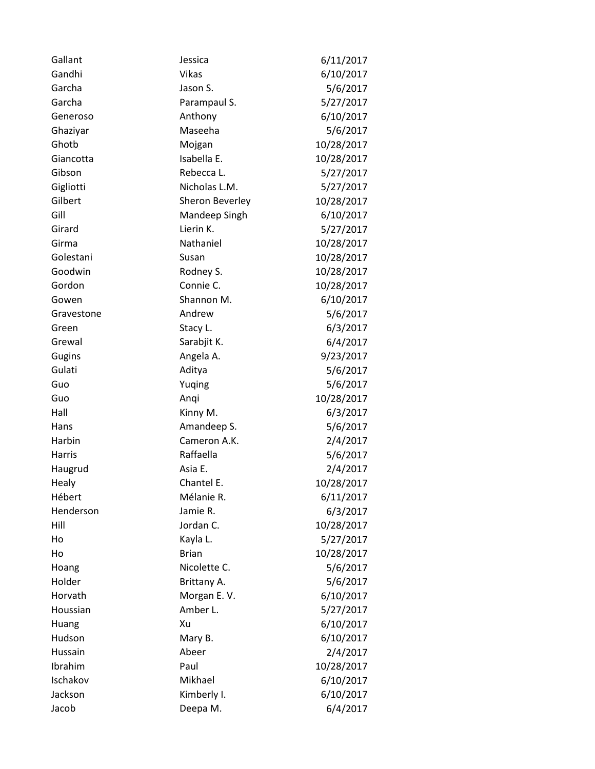| | | |
|---|---|---|
| Gallant | Jessica | 6/11/2017 |
| Gandhi | Vikas | 6/10/2017 |
| Garcha | Jason S. | 5/6/2017 |
| Garcha | Parampaul S. | 5/27/2017 |
| Generoso | Anthony | 6/10/2017 |
| Ghaziyar | Maseeha | 5/6/2017 |
| Ghotb | Mojgan | 10/28/2017 |
| Giancotta | Isabella E. | 10/28/2017 |
| Gibson | Rebecca L. | 5/27/2017 |
| Gigliotti | Nicholas L.M. | 5/27/2017 |
| Gilbert | Sheron Beverley | 10/28/2017 |
| Gill | Mandeep Singh | 6/10/2017 |
| Girard | Lierin K. | 5/27/2017 |
| Girma | Nathaniel | 10/28/2017 |
| Golestani | Susan | 10/28/2017 |
| Goodwin | Rodney S. | 10/28/2017 |
| Gordon | Connie C. | 10/28/2017 |
| Gowen | Shannon M. | 6/10/2017 |
| Gravestone | Andrew | 5/6/2017 |
| Green | Stacy L. | 6/3/2017 |
| Grewal | Sarabjit K. | 6/4/2017 |
| Gugins | Angela A. | 9/23/2017 |
| Gulati | Aditya | 5/6/2017 |
| Guo | Yuqing | 5/6/2017 |
| Guo | Anqi | 10/28/2017 |
| Hall | Kinny M. | 6/3/2017 |
| Hans | Amandeep S. | 5/6/2017 |
| Harbin | Cameron A.K. | 2/4/2017 |
| Harris | Raffaella | 5/6/2017 |
| Haugrud | Asia E. | 2/4/2017 |
| Healy | Chantel E. | 10/28/2017 |
| Hébert | Mélanie R. | 6/11/2017 |
| Henderson | Jamie R. | 6/3/2017 |
| Hill | Jordan C. | 10/28/2017 |
| Ho | Kayla L. | 5/27/2017 |
| Ho | Brian | 10/28/2017 |
| Hoang | Nicolette C. | 5/6/2017 |
| Holder | Brittany A. | 5/6/2017 |
| Horvath | Morgan E. V. | 6/10/2017 |
| Houssian | Amber L. | 5/27/2017 |
| Huang | Xu | 6/10/2017 |
| Hudson | Mary B. | 6/10/2017 |
| Hussain | Abeer | 2/4/2017 |
| Ibrahim | Paul | 10/28/2017 |
| Ischakov | Mikhael | 6/10/2017 |
| Jackson | Kimberly I. | 6/10/2017 |
| Jacob | Deepa M. | 6/4/2017 |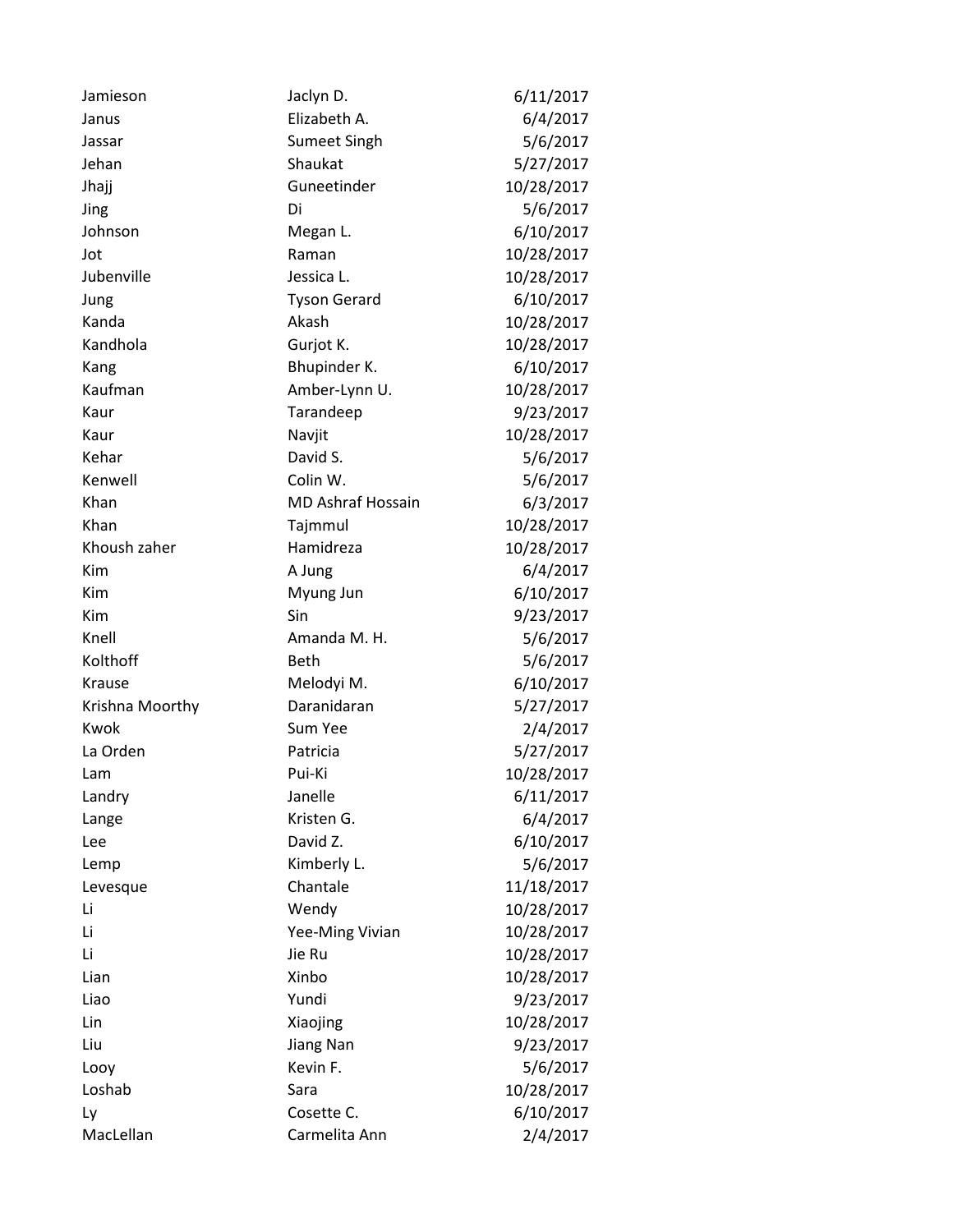| | | |
|---|---|---|
| Jamieson | Jaclyn D. | 6/11/2017 |
| Janus | Elizabeth A. | 6/4/2017 |
| Jassar | Sumeet Singh | 5/6/2017 |
| Jehan | Shaukat | 5/27/2017 |
| Jhajj | Guneetinder | 10/28/2017 |
| Jing | Di | 5/6/2017 |
| Johnson | Megan L. | 6/10/2017 |
| Jot | Raman | 10/28/2017 |
| Jubenville | Jessica L. | 10/28/2017 |
| Jung | Tyson Gerard | 6/10/2017 |
| Kanda | Akash | 10/28/2017 |
| Kandhola | Gurjot K. | 10/28/2017 |
| Kang | Bhupinder K. | 6/10/2017 |
| Kaufman | Amber-Lynn U. | 10/28/2017 |
| Kaur | Tarandeep | 9/23/2017 |
| Kaur | Navjit | 10/28/2017 |
| Kehar | David S. | 5/6/2017 |
| Kenwell | Colin W. | 5/6/2017 |
| Khan | MD Ashraf Hossain | 6/3/2017 |
| Khan | Tajmmul | 10/28/2017 |
| Khoush zaher | Hamidreza | 10/28/2017 |
| Kim | A Jung | 6/4/2017 |
| Kim | Myung Jun | 6/10/2017 |
| Kim | Sin | 9/23/2017 |
| Knell | Amanda M. H. | 5/6/2017 |
| Kolthoff | Beth | 5/6/2017 |
| Krause | Melodyi M. | 6/10/2017 |
| Krishna Moorthy | Daranidaran | 5/27/2017 |
| Kwok | Sum Yee | 2/4/2017 |
| La Orden | Patricia | 5/27/2017 |
| Lam | Pui-Ki | 10/28/2017 |
| Landry | Janelle | 6/11/2017 |
| Lange | Kristen G. | 6/4/2017 |
| Lee | David Z. | 6/10/2017 |
| Lemp | Kimberly L. | 5/6/2017 |
| Levesque | Chantale | 11/18/2017 |
| Li | Wendy | 10/28/2017 |
| Li | Yee-Ming Vivian | 10/28/2017 |
| Li | Jie Ru | 10/28/2017 |
| Lian | Xinbo | 10/28/2017 |
| Liao | Yundi | 9/23/2017 |
| Lin | Xiaojing | 10/28/2017 |
| Liu | Jiang Nan | 9/23/2017 |
| Looy | Kevin F. | 5/6/2017 |
| Loshab | Sara | 10/28/2017 |
| Ly | Cosette C. | 6/10/2017 |
| MacLellan | Carmelita Ann | 2/4/2017 |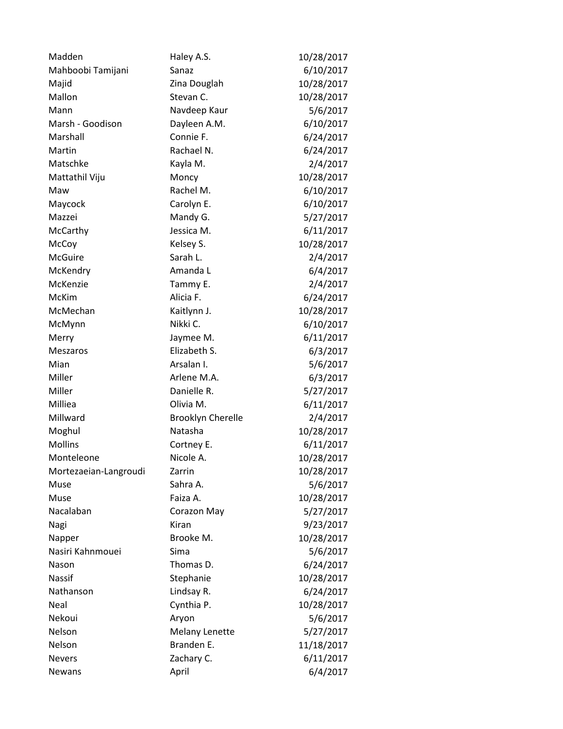| | | |
|---|---|---|
| Madden | Haley A.S. | 10/28/2017 |
| Mahboobi Tamijani | Sanaz | 6/10/2017 |
| Majid | Zina Douglah | 10/28/2017 |
| Mallon | Stevan C. | 10/28/2017 |
| Mann | Navdeep Kaur | 5/6/2017 |
| Marsh - Goodison | Dayleen A.M. | 6/10/2017 |
| Marshall | Connie F. | 6/24/2017 |
| Martin | Rachael N. | 6/24/2017 |
| Matschke | Kayla M. | 2/4/2017 |
| Mattathil Viju | Moncy | 10/28/2017 |
| Maw | Rachel M. | 6/10/2017 |
| Maycock | Carolyn E. | 6/10/2017 |
| Mazzei | Mandy G. | 5/27/2017 |
| McCarthy | Jessica M. | 6/11/2017 |
| McCoy | Kelsey S. | 10/28/2017 |
| McGuire | Sarah L. | 2/4/2017 |
| McKendry | Amanda L | 6/4/2017 |
| McKenzie | Tammy E. | 2/4/2017 |
| McKim | Alicia F. | 6/24/2017 |
| McMechan | Kaitlynn J. | 10/28/2017 |
| McMynn | Nikki C. | 6/10/2017 |
| Merry | Jaymee M. | 6/11/2017 |
| Meszaros | Elizabeth S. | 6/3/2017 |
| Mian | Arsalan I. | 5/6/2017 |
| Miller | Arlene M.A. | 6/3/2017 |
| Miller | Danielle R. | 5/27/2017 |
| Milliea | Olivia M. | 6/11/2017 |
| Millward | Brooklyn Cherelle | 2/4/2017 |
| Moghul | Natasha | 10/28/2017 |
| Mollins | Cortney E. | 6/11/2017 |
| Monteleone | Nicole A. | 10/28/2017 |
| Mortezaeian-Langroudi | Zarrin | 10/28/2017 |
| Muse | Sahra A. | 5/6/2017 |
| Muse | Faiza A. | 10/28/2017 |
| Nacalaban | Corazon May | 5/27/2017 |
| Nagi | Kiran | 9/23/2017 |
| Napper | Brooke M. | 10/28/2017 |
| Nasiri Kahnmouei | Sima | 5/6/2017 |
| Nason | Thomas D. | 6/24/2017 |
| Nassif | Stephanie | 10/28/2017 |
| Nathanson | Lindsay R. | 6/24/2017 |
| Neal | Cynthia P. | 10/28/2017 |
| Nekoui | Aryon | 5/6/2017 |
| Nelson | Melany Lenette | 5/27/2017 |
| Nelson | Branden E. | 11/18/2017 |
| Nevers | Zachary C. | 6/11/2017 |
| Newans | April | 6/4/2017 |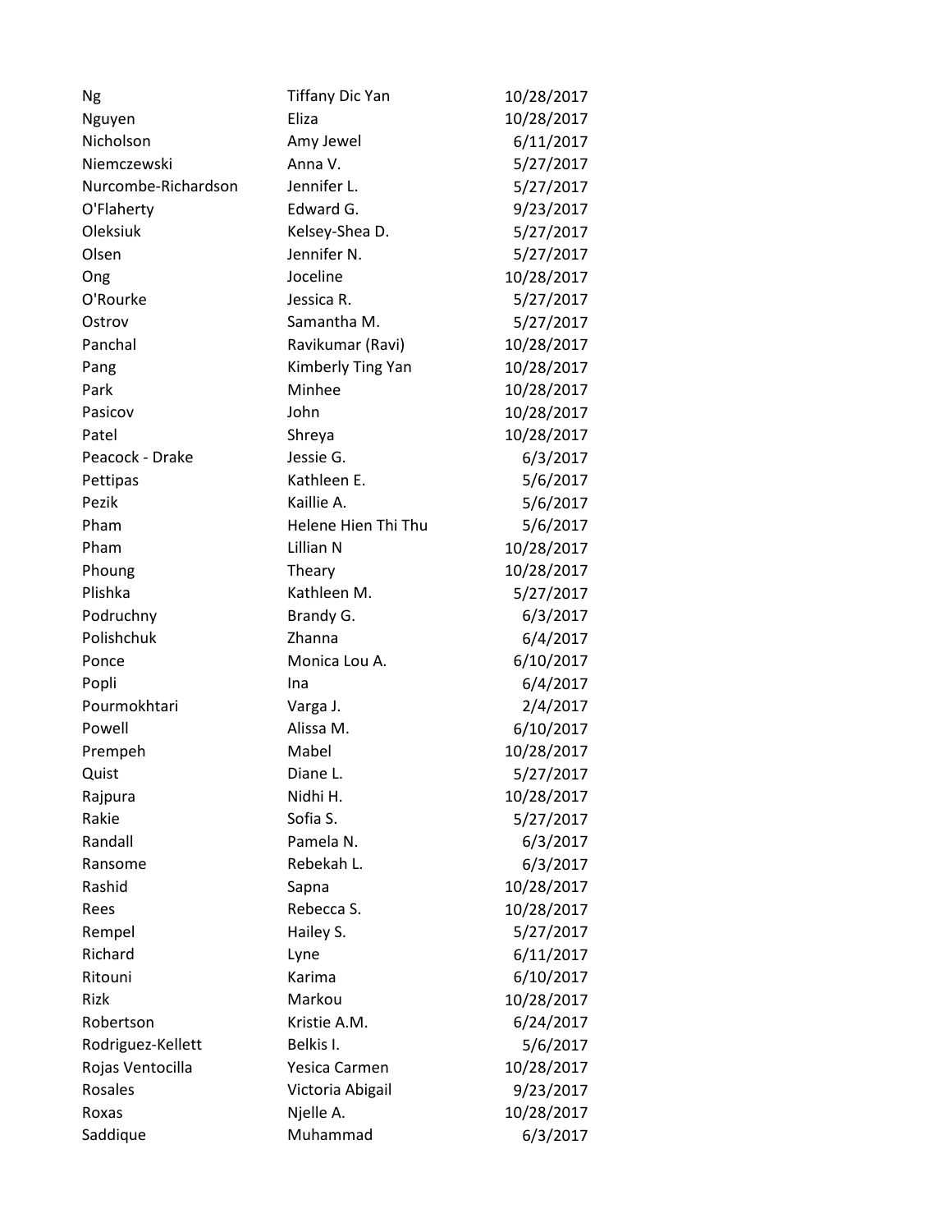| | | |
|---|---|---|
| Ng | Tiffany Dic Yan | 10/28/2017 |
| Nguyen | Eliza | 10/28/2017 |
| Nicholson | Amy Jewel | 6/11/2017 |
| Niemczewski | Anna V. | 5/27/2017 |
| Nurcombe-Richardson | Jennifer L. | 5/27/2017 |
| O'Flaherty | Edward G. | 9/23/2017 |
| Oleksiuk | Kelsey-Shea D. | 5/27/2017 |
| Olsen | Jennifer N. | 5/27/2017 |
| Ong | Joceline | 10/28/2017 |
| O'Rourke | Jessica R. | 5/27/2017 |
| Ostrov | Samantha M. | 5/27/2017 |
| Panchal | Ravikumar (Ravi) | 10/28/2017 |
| Pang | Kimberly Ting Yan | 10/28/2017 |
| Park | Minhee | 10/28/2017 |
| Pasicov | John | 10/28/2017 |
| Patel | Shreya | 10/28/2017 |
| Peacock - Drake | Jessie G. | 6/3/2017 |
| Pettipas | Kathleen E. | 5/6/2017 |
| Pezik | Kaillie A. | 5/6/2017 |
| Pham | Helene Hien Thi Thu | 5/6/2017 |
| Pham | Lillian N | 10/28/2017 |
| Phoung | Theary | 10/28/2017 |
| Plishka | Kathleen M. | 5/27/2017 |
| Podruchny | Brandy G. | 6/3/2017 |
| Polishchuk | Zhanna | 6/4/2017 |
| Ponce | Monica Lou A. | 6/10/2017 |
| Popli | Ina | 6/4/2017 |
| Pourmokhtari | Varga J. | 2/4/2017 |
| Powell | Alissa M. | 6/10/2017 |
| Prempeh | Mabel | 10/28/2017 |
| Quist | Diane L. | 5/27/2017 |
| Rajpura | Nidhi H. | 10/28/2017 |
| Rakie | Sofia S. | 5/27/2017 |
| Randall | Pamela N. | 6/3/2017 |
| Ransome | Rebekah L. | 6/3/2017 |
| Rashid | Sapna | 10/28/2017 |
| Rees | Rebecca S. | 10/28/2017 |
| Rempel | Hailey S. | 5/27/2017 |
| Richard | Lyne | 6/11/2017 |
| Ritouni | Karima | 6/10/2017 |
| Rizk | Markou | 10/28/2017 |
| Robertson | Kristie A.M. | 6/24/2017 |
| Rodriguez-Kellett | Belkis I. | 5/6/2017 |
| Rojas Ventocilla | Yesica Carmen | 10/28/2017 |
| Rosales | Victoria Abigail | 9/23/2017 |
| Roxas | Njelle A. | 10/28/2017 |
| Saddique | Muhammad | 6/3/2017 |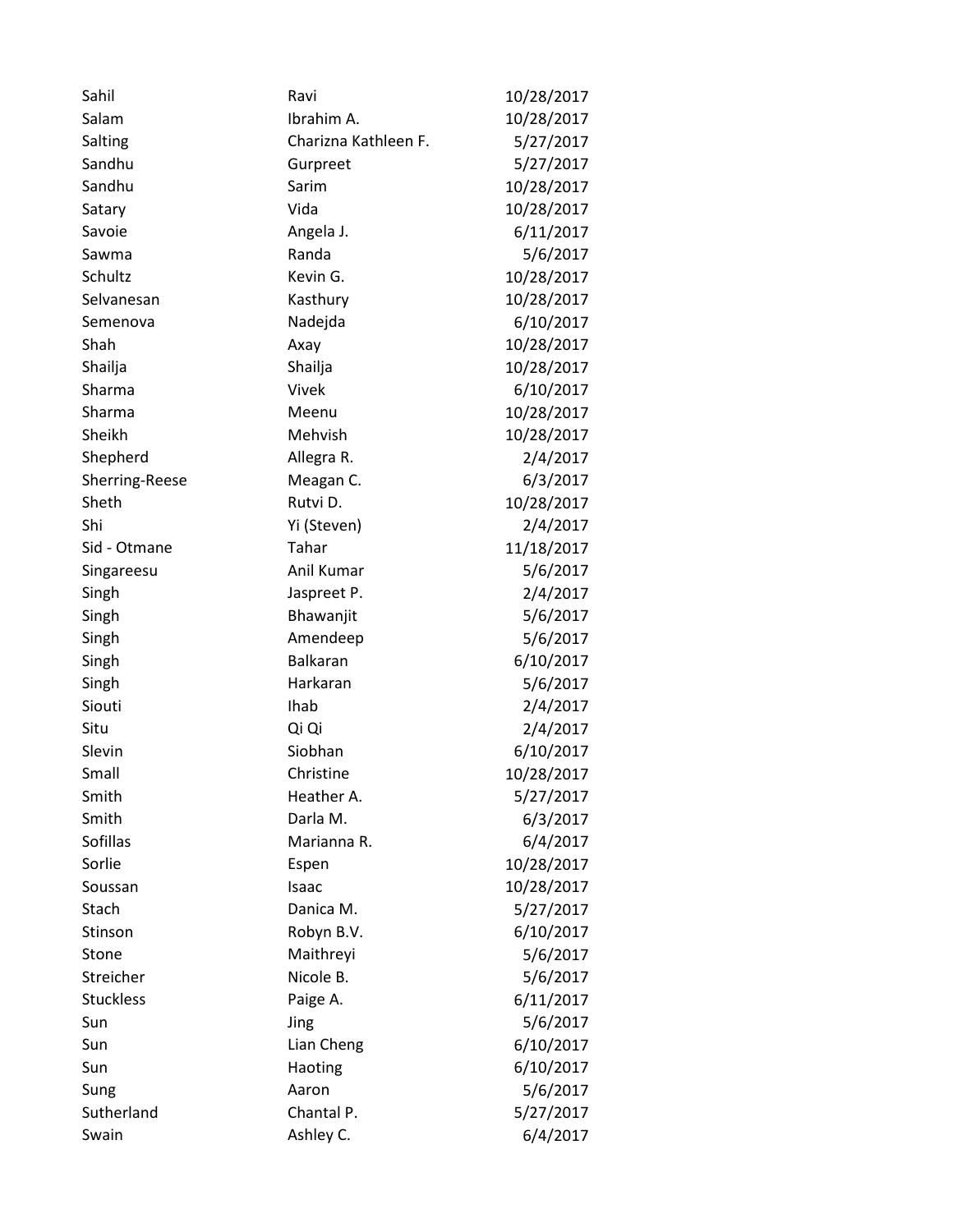| | | |
|---|---|---|
| Sahil | Ravi | 10/28/2017 |
| Salam | Ibrahim A. | 10/28/2017 |
| Salting | Charizna Kathleen F. | 5/27/2017 |
| Sandhu | Gurpreet | 5/27/2017 |
| Sandhu | Sarim | 10/28/2017 |
| Satary | Vida | 10/28/2017 |
| Savoie | Angela J. | 6/11/2017 |
| Sawma | Randa | 5/6/2017 |
| Schultz | Kevin G. | 10/28/2017 |
| Selvanesan | Kasthury | 10/28/2017 |
| Semenova | Nadejda | 6/10/2017 |
| Shah | Axay | 10/28/2017 |
| Shailja | Shailja | 10/28/2017 |
| Sharma | Vivek | 6/10/2017 |
| Sharma | Meenu | 10/28/2017 |
| Sheikh | Mehvish | 10/28/2017 |
| Shepherd | Allegra R. | 2/4/2017 |
| Sherring-Reese | Meagan C. | 6/3/2017 |
| Sheth | Rutvi D. | 10/28/2017 |
| Shi | Yi (Steven) | 2/4/2017 |
| Sid - Otmane | Tahar | 11/18/2017 |
| Singareesu | Anil Kumar | 5/6/2017 |
| Singh | Jaspreet P. | 2/4/2017 |
| Singh | Bhawanjit | 5/6/2017 |
| Singh | Amendeep | 5/6/2017 |
| Singh | Balkaran | 6/10/2017 |
| Singh | Harkaran | 5/6/2017 |
| Siouti | Ihab | 2/4/2017 |
| Situ | Qi Qi | 2/4/2017 |
| Slevin | Siobhan | 6/10/2017 |
| Small | Christine | 10/28/2017 |
| Smith | Heather A. | 5/27/2017 |
| Smith | Darla M. | 6/3/2017 |
| Sofillas | Marianna R. | 6/4/2017 |
| Sorlie | Espen | 10/28/2017 |
| Soussan | Isaac | 10/28/2017 |
| Stach | Danica M. | 5/27/2017 |
| Stinson | Robyn B.V. | 6/10/2017 |
| Stone | Maithreyi | 5/6/2017 |
| Streicher | Nicole B. | 5/6/2017 |
| Stuckless | Paige A. | 6/11/2017 |
| Sun | Jing | 5/6/2017 |
| Sun | Lian Cheng | 6/10/2017 |
| Sun | Haoting | 6/10/2017 |
| Sung | Aaron | 5/6/2017 |
| Sutherland | Chantal P. | 5/27/2017 |
| Swain | Ashley C. | 6/4/2017 |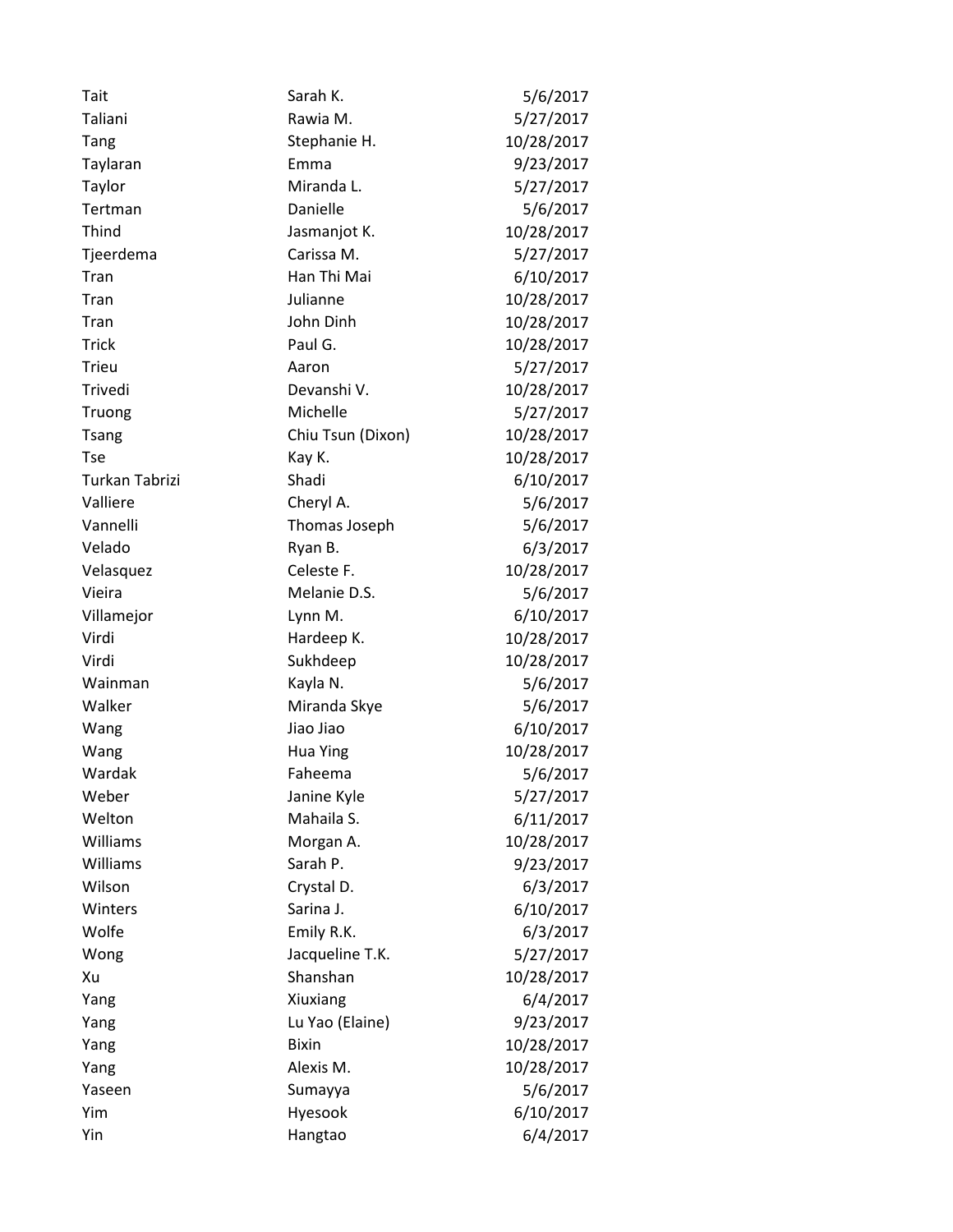| | | |
|---|---|---|
| Tait | Sarah K. | 5/6/2017 |
| Taliani | Rawia M. | 5/27/2017 |
| Tang | Stephanie H. | 10/28/2017 |
| Taylaran | Emma | 9/23/2017 |
| Taylor | Miranda L. | 5/27/2017 |
| Tertman | Danielle | 5/6/2017 |
| Thind | Jasmanjot K. | 10/28/2017 |
| Tjeerdema | Carissa M. | 5/27/2017 |
| Tran | Han Thi Mai | 6/10/2017 |
| Tran | Julianne | 10/28/2017 |
| Tran | John Dinh | 10/28/2017 |
| Trick | Paul G. | 10/28/2017 |
| Trieu | Aaron | 5/27/2017 |
| Trivedi | Devanshi V. | 10/28/2017 |
| Truong | Michelle | 5/27/2017 |
| Tsang | Chiu Tsun (Dixon) | 10/28/2017 |
| Tse | Kay K. | 10/28/2017 |
| Turkan Tabrizi | Shadi | 6/10/2017 |
| Valliere | Cheryl A. | 5/6/2017 |
| Vannelli | Thomas Joseph | 5/6/2017 |
| Velado | Ryan B. | 6/3/2017 |
| Velasquez | Celeste F. | 10/28/2017 |
| Vieira | Melanie D.S. | 5/6/2017 |
| Villamejor | Lynn M. | 6/10/2017 |
| Virdi | Hardeep K. | 10/28/2017 |
| Virdi | Sukhdeep | 10/28/2017 |
| Wainman | Kayla N. | 5/6/2017 |
| Walker | Miranda Skye | 5/6/2017 |
| Wang | Jiao Jiao | 6/10/2017 |
| Wang | Hua Ying | 10/28/2017 |
| Wardak | Faheema | 5/6/2017 |
| Weber | Janine Kyle | 5/27/2017 |
| Welton | Mahaila S. | 6/11/2017 |
| Williams | Morgan A. | 10/28/2017 |
| Williams | Sarah P. | 9/23/2017 |
| Wilson | Crystal D. | 6/3/2017 |
| Winters | Sarina J. | 6/10/2017 |
| Wolfe | Emily R.K. | 6/3/2017 |
| Wong | Jacqueline T.K. | 5/27/2017 |
| Xu | Shanshan | 10/28/2017 |
| Yang | Xiuxiang | 6/4/2017 |
| Yang | Lu Yao (Elaine) | 9/23/2017 |
| Yang | Bixin | 10/28/2017 |
| Yang | Alexis M. | 10/28/2017 |
| Yaseen | Sumayya | 5/6/2017 |
| Yim | Hyesook | 6/10/2017 |
| Yin | Hangtao | 6/4/2017 |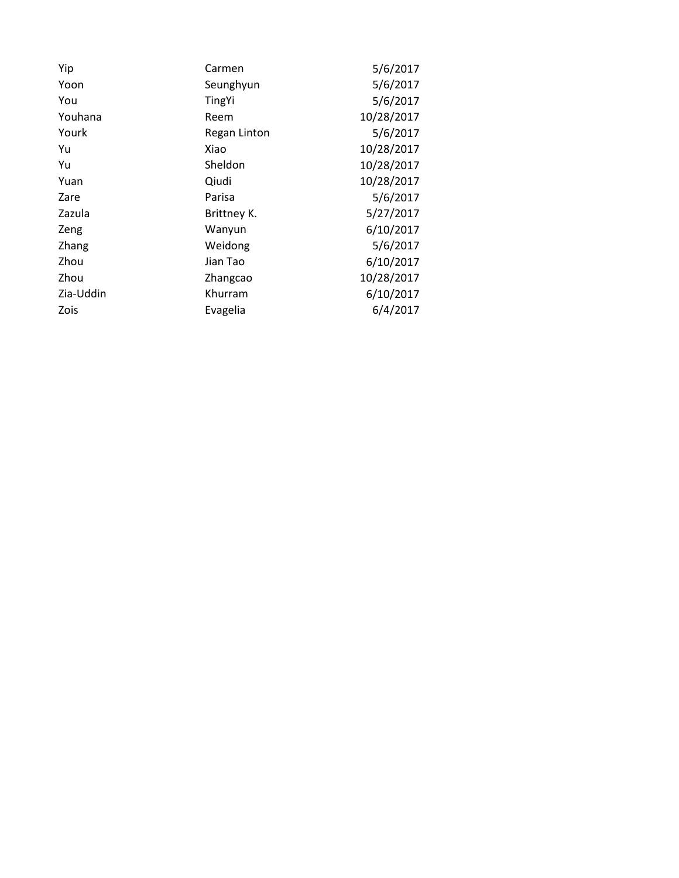| | | |
|---|---|---|
| Yip | Carmen | 5/6/2017 |
| Yoon | Seunghyun | 5/6/2017 |
| You | TingYi | 5/6/2017 |
| Youhana | Reem | 10/28/2017 |
| Yourk | Regan Linton | 5/6/2017 |
| Yu | Xiao | 10/28/2017 |
| Yu | Sheldon | 10/28/2017 |
| Yuan | Qiudi | 10/28/2017 |
| Zare | Parisa | 5/6/2017 |
| Zazula | Brittney K. | 5/27/2017 |
| Zeng | Wanyun | 6/10/2017 |
| Zhang | Weidong | 5/6/2017 |
| Zhou | Jian Tao | 6/10/2017 |
| Zhou | Zhangcao | 10/28/2017 |
| Zia-Uddin | Khurram | 6/10/2017 |
| Zois | Evagelia | 6/4/2017 |